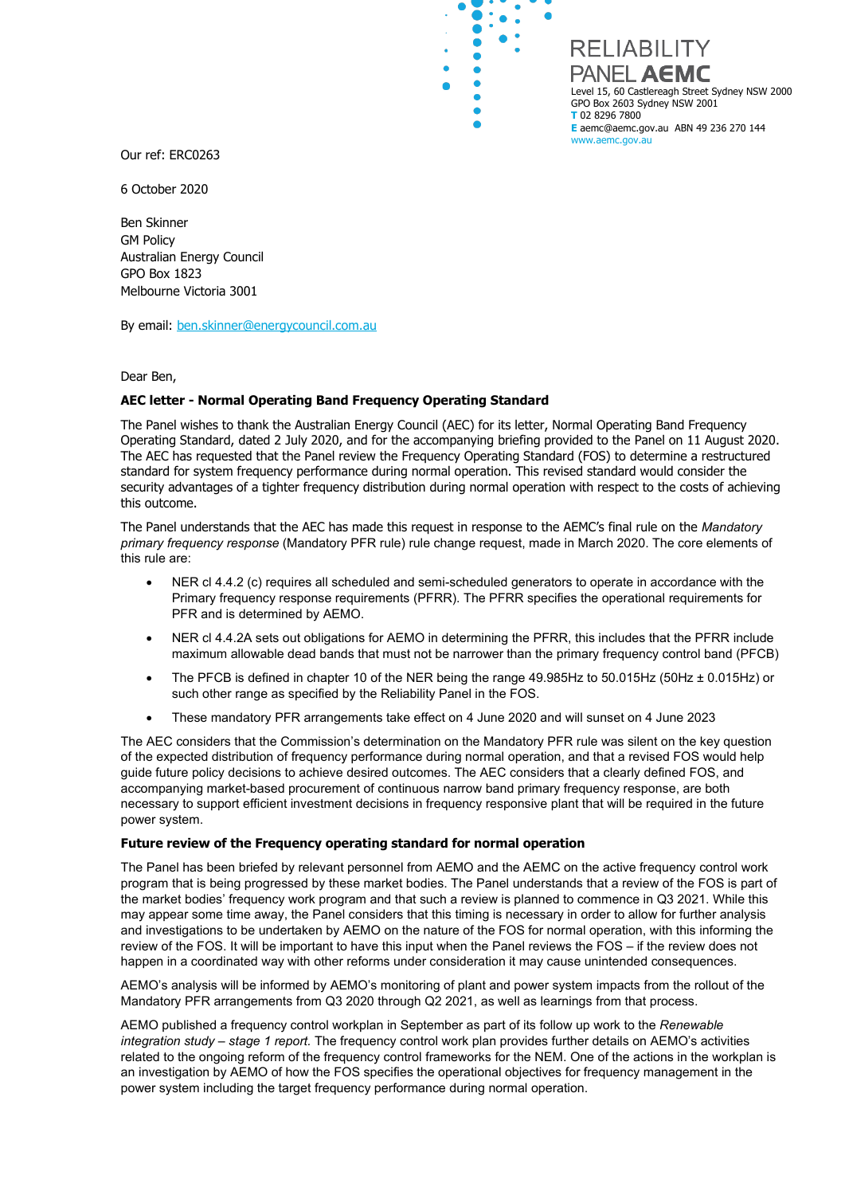RELIABILITY PANEL AEMC

Level 15, 60 Castlereagh Street Sydney NSW 2000
GPO Box 2603 Sydney NSW 2001
T 02 8296 7800
E aemc@aemc.gov.au ABN 49 236 270 144
www.aemc.gov.au

Our ref: ERC0263

6 October 2020

Ben Skinner
GM Policy
Australian Energy Council
GPO Box 1823
Melbourne Victoria 3001

By email: ben.skinner@energycouncil.com.au

Dear Ben,

**AEC letter - Normal Operating Band Frequency Operating Standard**

The Panel wishes to thank the Australian Energy Council (AEC) for its letter, Normal Operating Band Frequency Operating Standard, dated 2 July 2020, and for the accompanying briefing provided to the Panel on 11 August 2020. The AEC has requested that the Panel review the Frequency Operating Standard (FOS) to determine a restructured standard for system frequency performance during normal operation. This revised standard would consider the security advantages of a tighter frequency distribution during normal operation with respect to the costs of achieving this outcome.

The Panel understands that the AEC has made this request in response to the AEMC's final rule on the *Mandatory primary frequency response* (Mandatory PFR rule) rule change request, made in March 2020. The core elements of this rule are:

- NER cl 4.4.2 (c) requires all scheduled and semi-scheduled generators to operate in accordance with the Primary frequency response requirements (PFRR). The PFRR specifies the operational requirements for PFR and is determined by AEMO.
- NER cl 4.4.2A sets out obligations for AEMO in determining the PFRR, this includes that the PFRR include maximum allowable dead bands that must not be narrower than the primary frequency control band (PFCB)
- The PFCB is defined in chapter 10 of the NER being the range 49.985Hz to 50.015Hz (50Hz ± 0.015Hz) or such other range as specified by the Reliability Panel in the FOS.
- These mandatory PFR arrangements take effect on 4 June 2020 and will sunset on 4 June 2023

The AEC considers that the Commission's determination on the Mandatory PFR rule was silent on the key question of the expected distribution of frequency performance during normal operation, and that a revised FOS would help guide future policy decisions to achieve desired outcomes. The AEC considers that a clearly defined FOS, and accompanying market-based procurement of continuous narrow band primary frequency response, are both necessary to support efficient investment decisions in frequency responsive plant that will be required in the future power system.

**Future review of the Frequency operating standard for normal operation**

The Panel has been briefed by relevant personnel from AEMO and the AEMC on the active frequency control work program that is being progressed by these market bodies. The Panel understands that a review of the FOS is part of the market bodies' frequency work program and that such a review is planned to commence in Q3 2021. While this may appear some time away, the Panel considers that this timing is necessary in order to allow for further analysis and investigations to be undertaken by AEMO on the nature of the FOS for normal operation, with this informing the review of the FOS. It will be important to have this input when the Panel reviews the FOS – if the review does not happen in a coordinated way with other reforms under consideration it may cause unintended consequences.

AEMO's analysis will be informed by AEMO's monitoring of plant and power system impacts from the rollout of the Mandatory PFR arrangements from Q3 2020 through Q2 2021, as well as learnings from that process.

AEMO published a frequency control workplan in September as part of its follow up work to the *Renewable integration study – stage 1 report.* The frequency control work plan provides further details on AEMO's activities related to the ongoing reform of the frequency control frameworks for the NEM. One of the actions in the workplan is an investigation by AEMO of how the FOS specifies the operational objectives for frequency management in the power system including the target frequency performance during normal operation.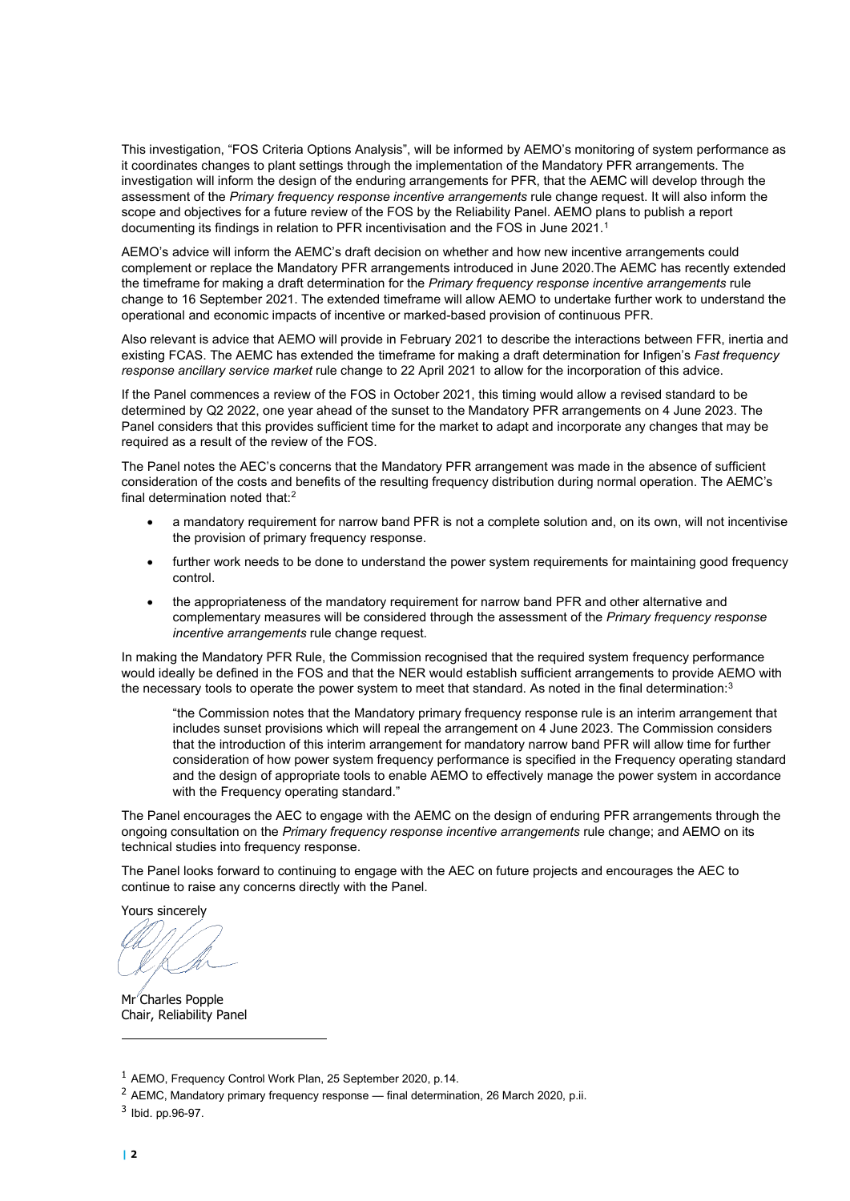This investigation, "FOS Criteria Options Analysis", will be informed by AEMO's monitoring of system performance as it coordinates changes to plant settings through the implementation of the Mandatory PFR arrangements. The investigation will inform the design of the enduring arrangements for PFR, that the AEMC will develop through the assessment of the *Primary frequency response incentive arrangements* rule change request. It will also inform the scope and objectives for a future review of the FOS by the Reliability Panel. AEMO plans to publish a report documenting its findings in relation to PFR incentivisation and the FOS in June 2021.[1]

AEMO's advice will inform the AEMC's draft decision on whether and how new incentive arrangements could complement or replace the Mandatory PFR arrangements introduced in June 2020.The AEMC has recently extended the timeframe for making a draft determination for the *Primary frequency response incentive arrangements* rule change to 16 September 2021. The extended timeframe will allow AEMO to undertake further work to understand the operational and economic impacts of incentive or marked-based provision of continuous PFR.

Also relevant is advice that AEMO will provide in February 2021 to describe the interactions between FFR, inertia and existing FCAS. The AEMC has extended the timeframe for making a draft determination for Infigen's *Fast frequency response ancillary service market* rule change to 22 April 2021 to allow for the incorporation of this advice.

If the Panel commences a review of the FOS in October 2021, this timing would allow a revised standard to be determined by Q2 2022, one year ahead of the sunset to the Mandatory PFR arrangements on 4 June 2023. The Panel considers that this provides sufficient time for the market to adapt and incorporate any changes that may be required as a result of the review of the FOS.

The Panel notes the AEC's concerns that the Mandatory PFR arrangement was made in the absence of sufficient consideration of the costs and benefits of the resulting frequency distribution during normal operation. The AEMC's final determination noted that:[2]

- a mandatory requirement for narrow band PFR is not a complete solution and, on its own, will not incentivise the provision of primary frequency response.
- further work needs to be done to understand the power system requirements for maintaining good frequency control.
- the appropriateness of the mandatory requirement for narrow band PFR and other alternative and complementary measures will be considered through the assessment of the *Primary frequency response incentive arrangements* rule change request.

In making the Mandatory PFR Rule, the Commission recognised that the required system frequency performance would ideally be defined in the FOS and that the NER would establish sufficient arrangements to provide AEMO with the necessary tools to operate the power system to meet that standard. As noted in the final determination:[3]

> "the Commission notes that the Mandatory primary frequency response rule is an interim arrangement that includes sunset provisions which will repeal the arrangement on 4 June 2023. The Commission considers that the introduction of this interim arrangement for mandatory narrow band PFR will allow time for further consideration of how power system frequency performance is specified in the Frequency operating standard and the design of appropriate tools to enable AEMO to effectively manage the power system in accordance with the Frequency operating standard."

The Panel encourages the AEC to engage with the AEMC on the design of enduring PFR arrangements through the ongoing consultation on the *Primary frequency response incentive arrangements* rule change; and AEMO on its technical studies into frequency response.

The Panel looks forward to continuing to engage with the AEC on future projects and encourages the AEC to continue to raise any concerns directly with the Panel.

Yours sincerely

Mr Charles Popple
Chair, Reliability Panel

---

[1] AEMO, Frequency Control Work Plan, 25 September 2020, p.14.

[2] AEMC, Mandatory primary frequency response — final determination, 26 March 2020, p.ii.

[3] Ibid. pp.96-97.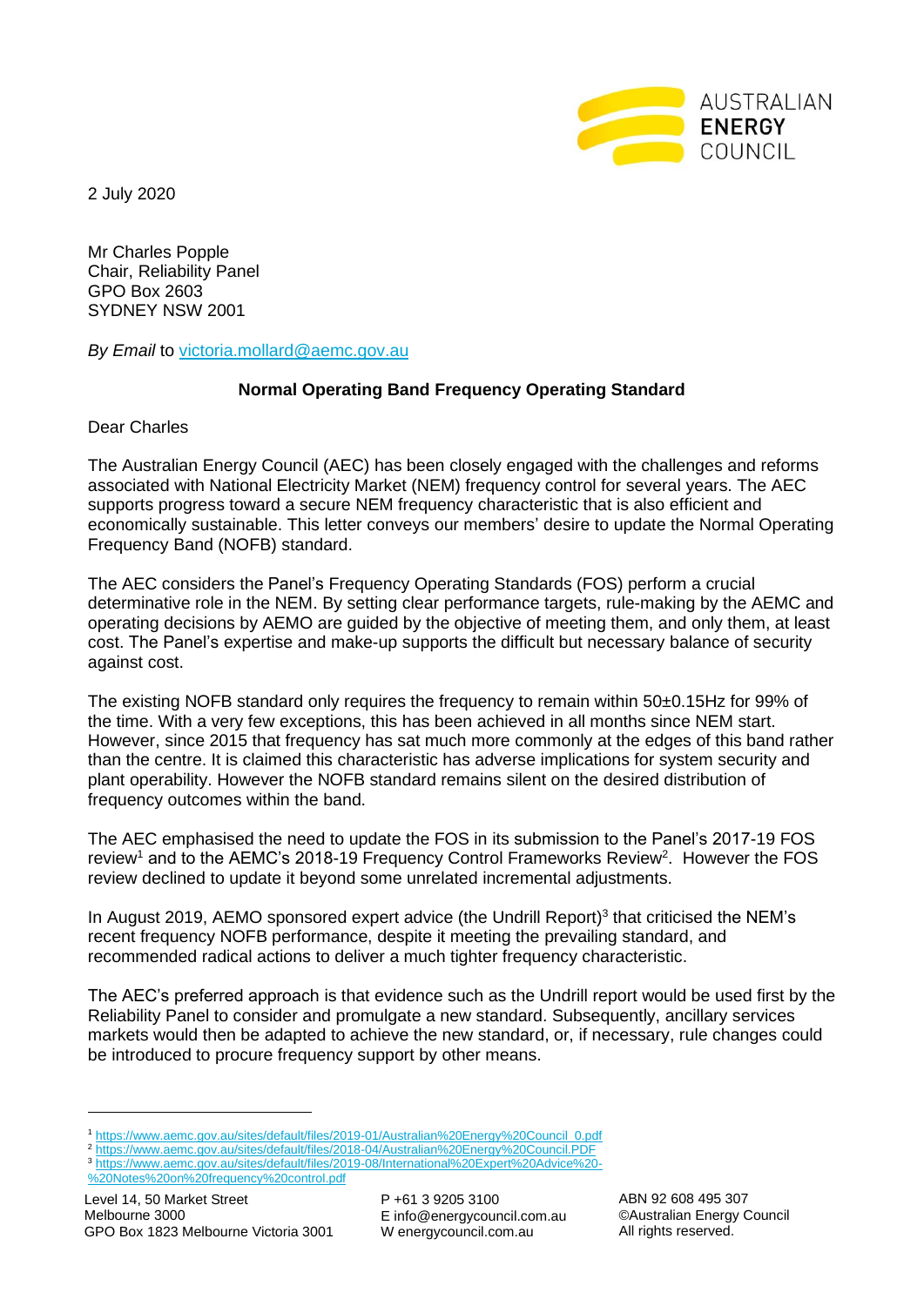2 July 2020

Mr Charles Popple
Chair, Reliability Panel
GPO Box 2603
SYDNEY NSW 2001

*By Email* to victoria.mollard@aemc.gov.au

**Normal Operating Band Frequency Operating Standard**

Dear Charles

The Australian Energy Council (AEC) has been closely engaged with the challenges and reforms associated with National Electricity Market (NEM) frequency control for several years. The AEC supports progress toward a secure NEM frequency characteristic that is also efficient and economically sustainable. This letter conveys our members' desire to update the Normal Operating Frequency Band (NOFB) standard.

The AEC considers the Panel's Frequency Operating Standards (FOS) perform a crucial determinative role in the NEM. By setting clear performance targets, rule-making by the AEMC and operating decisions by AEMO are guided by the objective of meeting them, and only them, at least cost. The Panel's expertise and make-up supports the difficult but necessary balance of security against cost.

The existing NOFB standard only requires the frequency to remain within 50±0.15Hz for 99% of the time. With a very few exceptions, this has been achieved in all months since NEM start. However, since 2015 that frequency has sat much more commonly at the edges of this band rather than the centre. It is claimed this characteristic has adverse implications for system security and plant operability. However the NOFB standard remains silent on the desired distribution of frequency outcomes within the band.

The AEC emphasised the need to update the FOS in its submission to the Panel's 2017-19 FOS review[1] and to the AEMC's 2018-19 Frequency Control Frameworks Review[2]. However the FOS review declined to update it beyond some unrelated incremental adjustments.

In August 2019, AEMO sponsored expert advice (the Undrill Report)[3] that criticised the NEM's recent frequency NOFB performance, despite it meeting the prevailing standard, and recommended radical actions to deliver a much tighter frequency characteristic.

The AEC's preferred approach is that evidence such as the Undrill report would be used first by the Reliability Panel to consider and promulgate a new standard. Subsequently, ancillary services markets would then be adapted to achieve the new standard, or, if necessary, rule changes could be introduced to procure frequency support by other means.

---

[1] https://www.aemc.gov.au/sites/default/files/2019-01/Australian%20Energy%20Council_0.pdf
[2] https://www.aemc.gov.au/sites/default/files/2018-04/Australian%20Energy%20Council.PDF
[3] https://www.aemc.gov.au/sites/default/files/2019-08/International%20Expert%20Advice%20-%20Notes%20on%20frequency%20control.pdf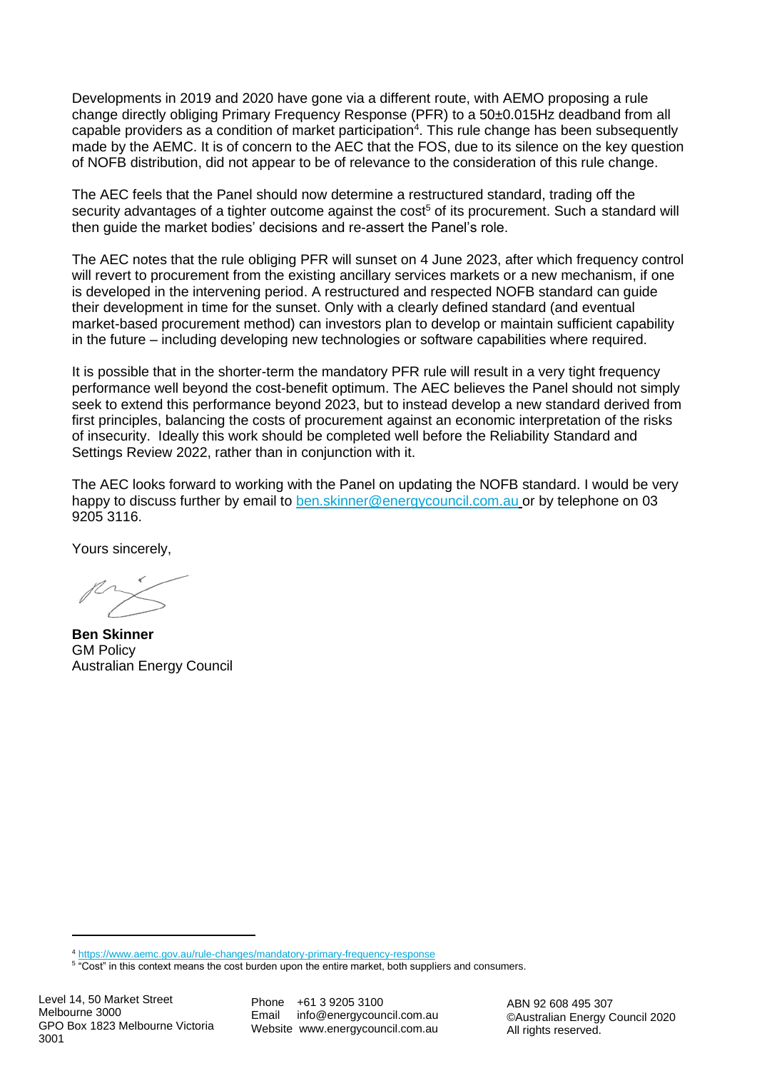Developments in 2019 and 2020 have gone via a different route, with AEMO proposing a rule change directly obliging Primary Frequency Response (PFR) to a 50±0.015Hz deadband from all capable providers as a condition of market participation[4]. This rule change has been subsequently made by the AEMC. It is of concern to the AEC that the FOS, due to its silence on the key question of NOFB distribution, did not appear to be of relevance to the consideration of this rule change.

The AEC feels that the Panel should now determine a restructured standard, trading off the security advantages of a tighter outcome against the cost[5] of its procurement. Such a standard will then guide the market bodies' decisions and re-assert the Panel's role.

The AEC notes that the rule obliging PFR will sunset on 4 June 2023, after which frequency control will revert to procurement from the existing ancillary services markets or a new mechanism, if one is developed in the intervening period. A restructured and respected NOFB standard can guide their development in time for the sunset. Only with a clearly defined standard (and eventual market-based procurement method) can investors plan to develop or maintain sufficient capability in the future – including developing new technologies or software capabilities where required.

It is possible that in the shorter-term the mandatory PFR rule will result in a very tight frequency performance well beyond the cost-benefit optimum. The AEC believes the Panel should not simply seek to extend this performance beyond 2023, but to instead develop a new standard derived from first principles, balancing the costs of procurement against an economic interpretation of the risks of insecurity. Ideally this work should be completed well before the Reliability Standard and Settings Review 2022, rather than in conjunction with it.

The AEC looks forward to working with the Panel on updating the NOFB standard. I would be very happy to discuss further by email to ben.skinner@energycouncil.com.au or by telephone on 03 9205 3116.

Yours sincerely,

**Ben Skinner**
GM Policy
Australian Energy Council

[4] https://www.aemc.gov.au/rule-changes/mandatory-primary-frequency-response

[5] "Cost" in this context means the cost burden upon the entire market, both suppliers and consumers.

Level 14, 50 Market Street
Melbourne 3000
GPO Box 1823 Melbourne Victoria 3001

Phone +61 3 9205 3100
Email info@energycouncil.com.au
Website www.energycouncil.com.au

ABN 92 608 495 307
©Australian Energy Council 2020
All rights reserved.